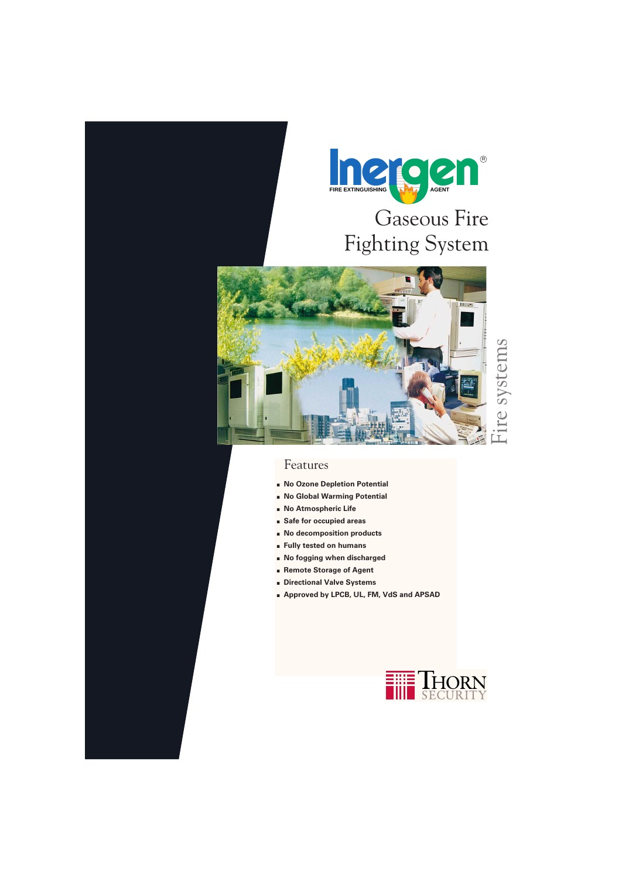# Inergen®

FIRE EXTINGUISHING AGENT

## Gaseous Fire Fighting System

Fire systems

### Features

- No Ozone Depletion Potential
- No Global Warming Potential
- No Atmospheric Life
- Safe for occupied areas
- No decomposition products
- Fully tested on humans
- No fogging when discharged
- Remote Storage of Agent
- Directional Valve Systems
- Approved by LPCB, UL, FM, VdS and APSAD

THORN SECURITY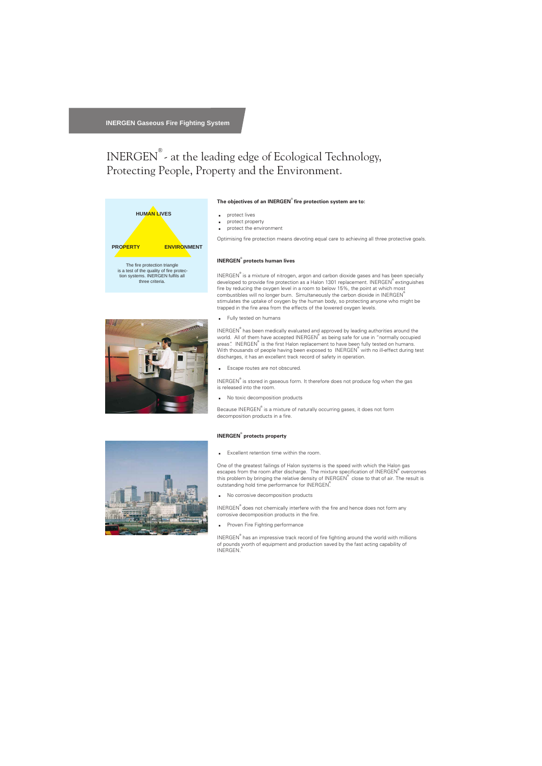INERGEN Gaseous Fire Fighting System

# INERGEN® - at the leading edge of Ecological Technology, Protecting People, Property and the Environment.

HUMAN LIVES

PROPERTY ENVIRONMENT

The fire protection triangle is a test of the quality of fire protection systems. INERGEN fulfils all three criteria.

**The objectives of an INERGEN® fire protection system are to:**

- protect lives
- protect property
- protect the environment

Optimising fire protection means devoting equal care to achieving all three protective goals.

**INERGEN® protects human lives**

INERGEN® is a mixture of nitrogen, argon and carbon dioxide gases and has been specially developed to provide fire protection as a Halon 1301 replacement. INERGEN® extinguishes fire by reducing the oxygen level in a room to below 15%, the point at which most combustibles will no longer burn. Simultaneously the carbon dioxide in INERGEN® stimulates the uptake of oxygen by the human body, so protecting anyone who might be trapped in the fire area from the effects of the lowered oxygen levels.

- Fully tested on humans

INERGEN® has been medically evaluated and approved by leading authorities around the world. All of them have accepted INERGEN® as being safe for use in "normally occupied areas". INERGEN® is the first Halon replacement to have been fully tested on humans. With thousands of people having been exposed to INERGEN® with no ill-effect during test discharges, it has an excellent track record of safety in operation.

- Escape routes are not obscured.

INERGEN® is stored in gaseous form. It therefore does not produce fog when the gas is released into the room.

- No toxic decomposition products

Because INERGEN® is a mixture of naturally occurring gases, it does not form decomposition products in a fire.

**INERGEN® protects property**

- Excellent retention time within the room.

One of the greatest failings of Halon systems is the speed with which the Halon gas escapes from the room after discharge. The mixture specification of INERGEN® overcomes this problem by bringing the relative density of INERGEN® close to that of air. The result is outstanding hold time performance for INERGEN®.

- No corrosive decomposition products

INERGEN® does not chemically interfere with the fire and hence does not form any corrosive decomposition products in the fire.

- Proven Fire Fighting performance

INERGEN® has an impressive track record of fire fighting around the world with millions of pounds worth of equipment and production saved by the fast acting capability of INERGEN®.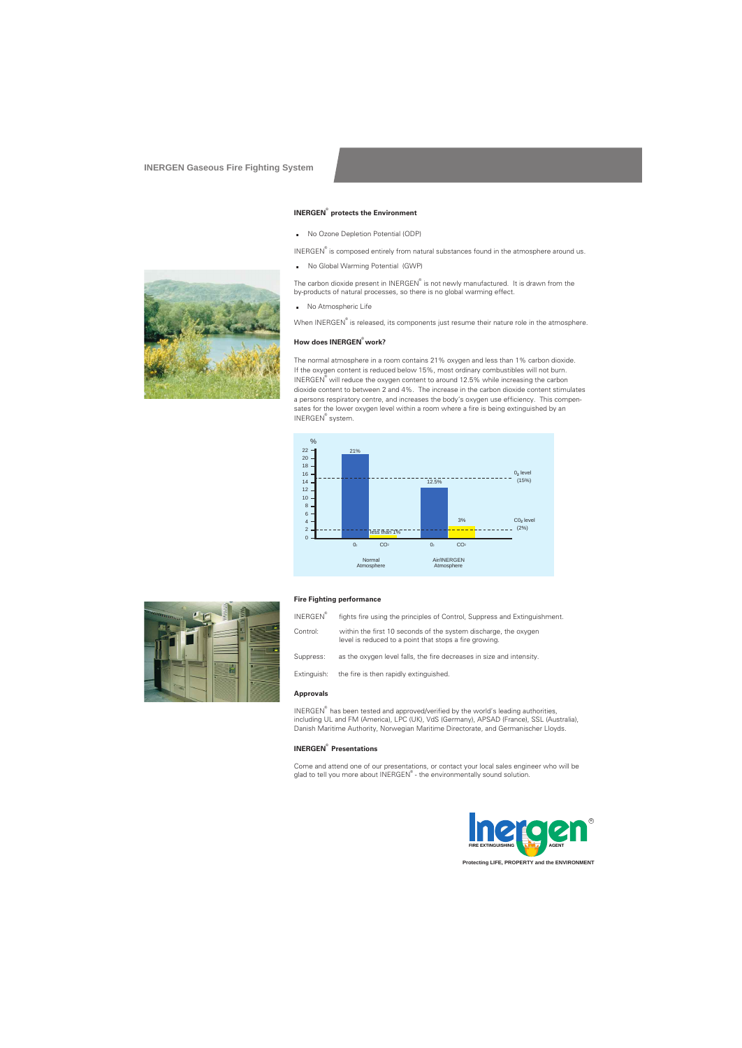# INERGEN Gaseous Fire Fighting System

## INERGEN® protects the Environment

- No Ozone Depletion Potential (ODP)

INERGEN® is composed entirely from natural substances found in the atmosphere around us.

- No Global Warming Potential (GWP)

The carbon dioxide present in INERGEN® is not newly manufactured. It is drawn from the by-products of natural processes, so there is no global warming effect.

- No Atmospheric Life

When INERGEN® is released, its components just resume their nature role in the atmosphere.

## How does INERGEN® work?

The normal atmosphere in a room contains 21% oxygen and less than 1% carbon dioxide. If the oxygen content is reduced below 15%, most ordinary combustibles will not burn. INERGEN® will reduce the oxygen content to around 12.5% while increasing the carbon dioxide content to between 2 and 4%. The increase in the carbon dioxide content stimulates a persons respiratory centre, and increases the body's oxygen use efficiency. This compensates for the lower oxygen level within a room where a fire is being extinguished by an INERGEN® system.

| | $O_2$ | $CO_2$ |
|---|---|---|
| Normal Atmosphere | 21% | less than 1% |
| Air/INERGEN Atmosphere | 12.5% | 3% |

$O_2$ level (15%)

$CO_2$ level (2%)

## Fire Fighting performance

INERGEN® fights fire using the principles of Control, Suppress and Extinguishment.

Control: within the first 10 seconds of the system discharge, the oxygen level is reduced to a point that stops a fire growing.

Suppress: as the oxygen level falls, the fire decreases in size and intensity.

Extinguish: the fire is then rapidly extinguished.

## Approvals

INERGEN® has been tested and approved/verified by the world's leading authorities, including UL and FM (America), LPC (UK), VdS (Germany), APSAD (France), SSL (Australia), Danish Maritime Authority, Norwegian Maritime Directorate, and Germanischer Lloyds.

## INERGEN® Presentations

Come and attend one of our presentations, or contact your local sales engineer who will be glad to tell you more about INERGEN® - the environmentally sound solution.

Inergen® FIRE EXTINGUISHING AGENT

Protecting LIFE, PROPERTY and the ENVIRONMENT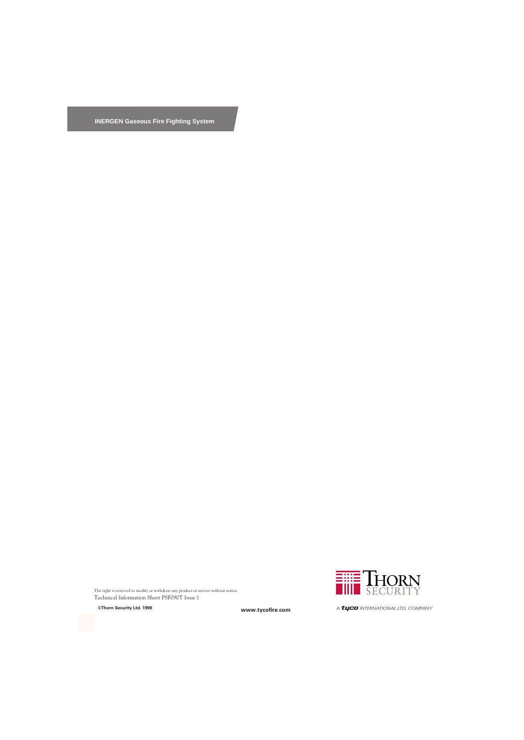INERGEN Gaseous Fire Fighting System

The right is reserved to modify or withdraw any product or service without notice
Technical Information Sheet PSF090T Issue 1

©Thorn Security Ltd. 1998

www.tycofire.com

THORN SECURITY

A tyco INTERNATIONAL LTD. COMPANY